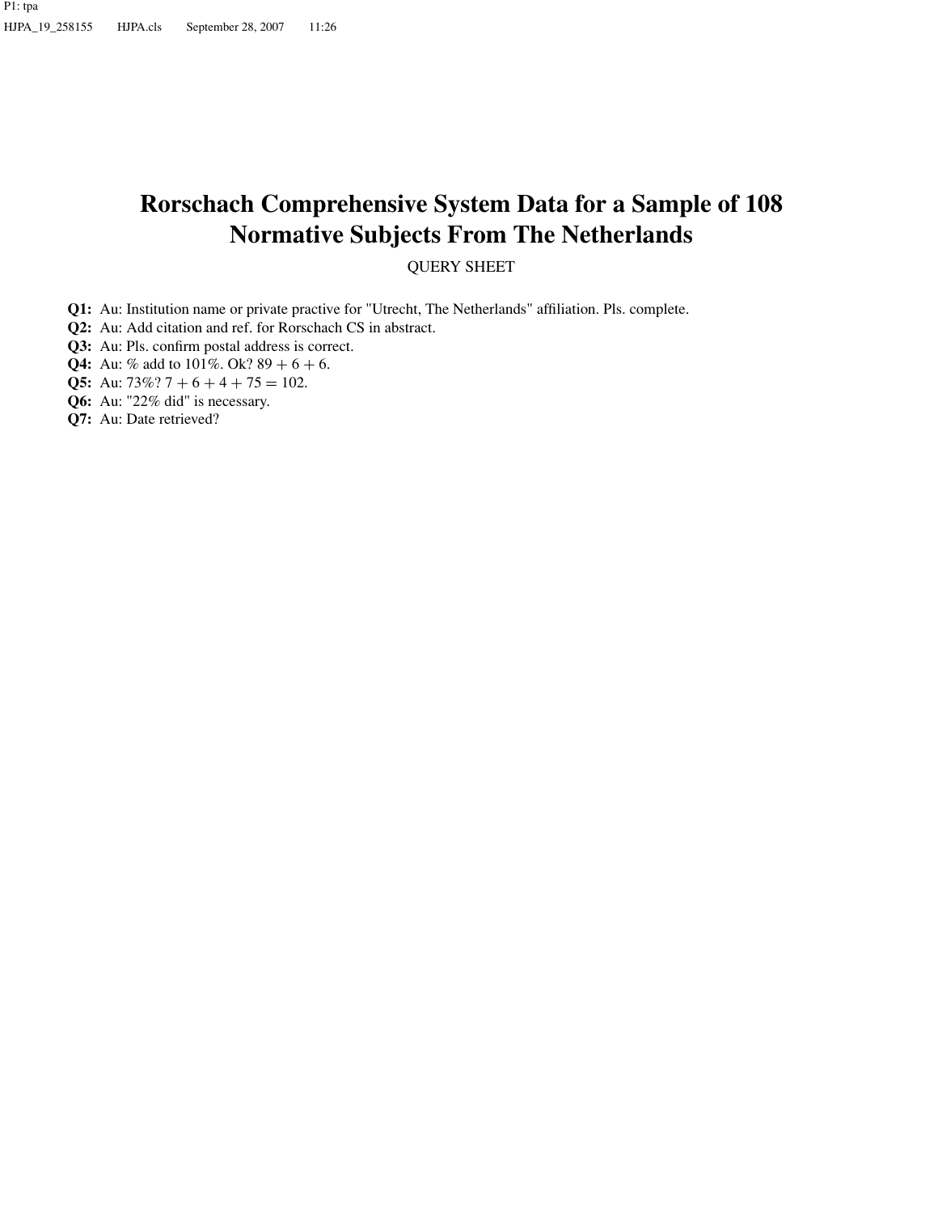# Rorschach Comprehensive System Data for a Sample of 108 Normative Subjects From The Netherlands

QUERY SHEET

**Q1:** Au: Institution name or private practive for "Utrecht, The Netherlands" affiliation. Pls. complete.

**Q2:** Au: Add citation and ref. for Rorschach CS in abstract.

**Q3:** Au: Pls. confirm postal address is correct.

**Q4:** Au: % add to 101%. Ok? 89 + 6 + 6.

**Q5:** Au: 73%? 7 + 6 + 4 + 75 = 102.

**Q6:** Au: "22% did" is necessary.

**Q7:** Au: Date retrieved?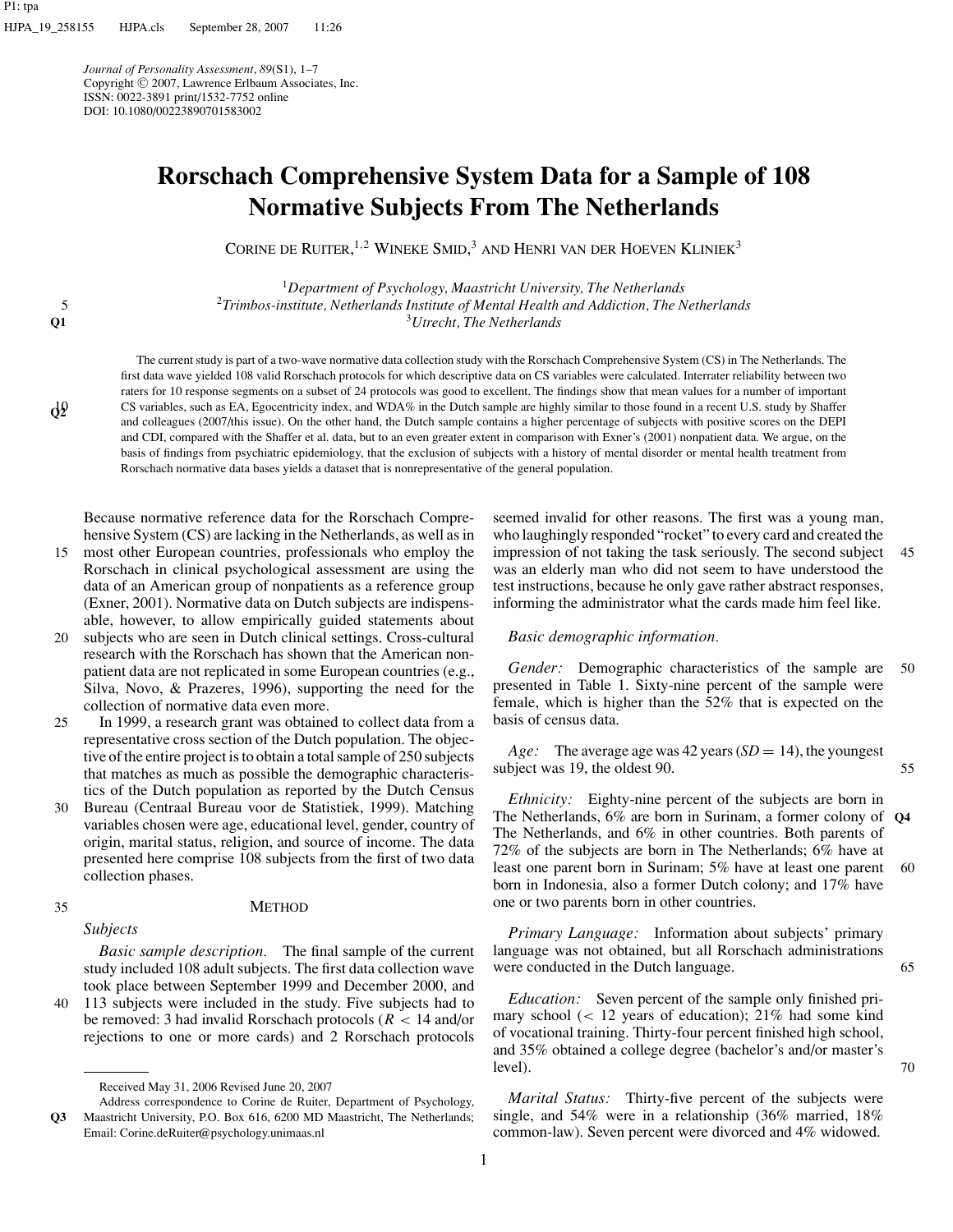Journal of Personality Assessment, 89(S1), 1–7
Copyright © 2007, Lawrence Erlbaum Associates, Inc.
ISSN: 0022-3891 print/1532-7752 online
DOI: 10.1080/00223890701583002

# Rorschach Comprehensive System Data for a Sample of 108 Normative Subjects From The Netherlands

CORINE DE RUITER,[1,2] WINEKE SMID,[3] AND HENRI VAN DER HOEVEN KLINIEK[3]

[1] *Department of Psychology, Maastricht University, The Netherlands*
[2] *Trimbos-institute, Netherlands Institute of Mental Health and Addiction, The Netherlands*
[3] *Utrecht, The Netherlands*

The current study is part of a two-wave normative data collection study with the Rorschach Comprehensive System (CS) in The Netherlands. The first data wave yielded 108 valid Rorschach protocols for which descriptive data on CS variables were calculated. Interrater reliability between two raters for 10 response segments on a subset of 24 protocols was good to excellent. The findings show that mean values for a number of important CS variables, such as EA, Egocentricity index, and WDA% in the Dutch sample are highly similar to those found in a recent U.S. study by Shaffer and colleagues (2007/this issue). On the other hand, the Dutch sample contains a higher percentage of subjects with positive scores on the DEPI and CDI, compared with the Shaffer et al. data, but to an even greater extent in comparison with Exner's (2001) nonpatient data. We argue, on the basis of findings from psychiatric epidemiology, that the exclusion of subjects with a history of mental disorder or mental health treatment from Rorschach normative data bases yields a dataset that is nonrepresentative of the general population.

Because normative reference data for the Rorschach Comprehensive System (CS) are lacking in the Netherlands, as well as in most other European countries, professionals who employ the Rorschach in clinical psychological assessment are using the data of an American group of nonpatients as a reference group (Exner, 2001). Normative data on Dutch subjects are indispensable, however, to allow empirically guided statements about subjects who are seen in Dutch clinical settings. Cross-cultural research with the Rorschach has shown that the American nonpatient data are not replicated in some European countries (e.g., Silva, Novo, & Prazeres, 1996), supporting the need for the collection of normative data even more.

In 1999, a research grant was obtained to collect data from a representative cross section of the Dutch population. The objective of the entire project is to obtain a total sample of 250 subjects that matches as much as possible the demographic characteristics of the Dutch population as reported by the Dutch Census Bureau (Centraal Bureau voor de Statistiek, 1999). Matching variables chosen were age, educational level, gender, country of origin, marital status, religion, and source of income. The data presented here comprise 108 subjects from the first of two data collection phases.

## METHOD

### Subjects

*Basic sample description.* The final sample of the current study included 108 adult subjects. The first data collection wave took place between September 1999 and December 2000, and 113 subjects were included in the study. Five subjects had to be removed: 3 had invalid Rorschach protocols ($R < 14$ and/or rejections to one or more cards) and 2 Rorschach protocols seemed invalid for other reasons. The first was a young man, who laughingly responded "rocket" to every card and created the impression of not taking the task seriously. The second subject was an elderly man who did not seem to have understood the test instructions, because he only gave rather abstract responses, informing the administrator what the cards made him feel like.

*Basic demographic information.*

*Gender:* Demographic characteristics of the sample are presented in Table 1. Sixty-nine percent of the sample were female, which is higher than the 52% that is expected on the basis of census data.

*Age:* The average age was 42 years ($SD = 14$), the youngest subject was 19, the oldest 90.

*Ethnicity:* Eighty-nine percent of the subjects are born in The Netherlands, 6% are born in Surinam, a former colony of The Netherlands, and 6% in other countries. Both parents of 72% of the subjects are born in The Netherlands; 6% have at least one parent born in Surinam; 5% have at least one parent born in Indonesia, also a former Dutch colony; and 17% have one or two parents born in other countries.

*Primary Language:* Information about subjects' primary language was not obtained, but all Rorschach administrations were conducted in the Dutch language.

*Education:* Seven percent of the sample only finished primary school (< 12 years of education); 21% had some kind of vocational training. Thirty-four percent finished high school, and 35% obtained a college degree (bachelor's and/or master's level).

*Marital Status:* Thirty-five percent of the subjects were single, and 54% were in a relationship (36% married, 18% common-law). Seven percent were divorced and 4% widowed.

---

Received May 31, 2006 Revised June 20, 2007

Address correspondence to Corine de Ruiter, Department of Psychology, Maastricht University, P.O. Box 616, 6200 MD Maastricht, The Netherlands; Email: Corine.deRuiter@psychology.unimaas.nl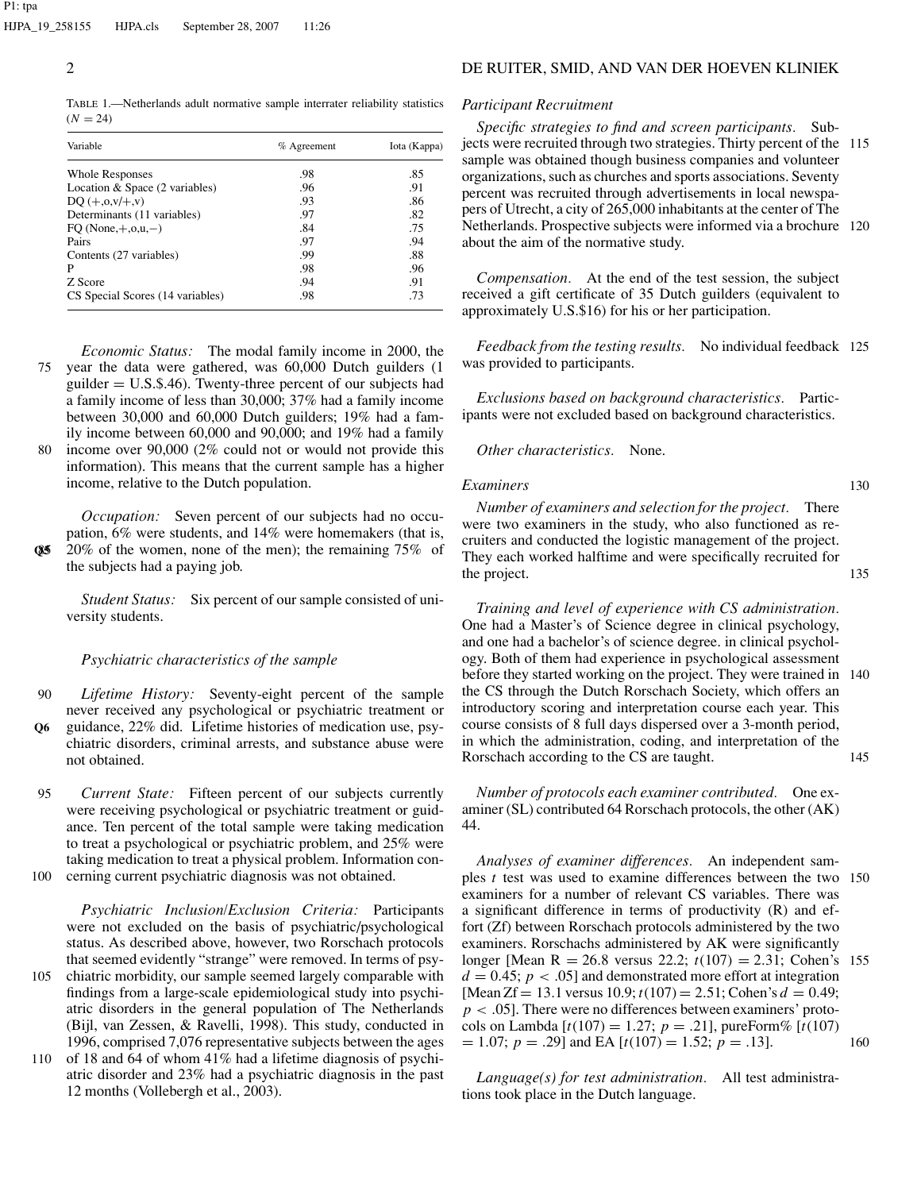TABLE 1.—Netherlands adult normative sample interrater reliability statistics ($N = 24$)

| Variable | % Agreement | Iota (Kappa) |
|---|---|---|
| Whole Responses | .98 | .85 |
| Location & Space (2 variables) | .96 | .91 |
| DQ (+,o,v/+,v) | .93 | .86 |
| Determinants (11 variables) | .97 | .82 |
| FQ (None,+,o,u,−) | .84 | .75 |
| Pairs | .97 | .94 |
| Contents (27 variables) | .99 | .88 |
| P | .98 | .96 |
| Z Score | .94 | .91 |
| CS Special Scores (14 variables) | .98 | .73 |

*Economic Status:* The modal family income in 2000, the year the data were gathered, was 60,000 Dutch guilders (1 guilder = U.S.$.46). Twenty-three percent of our subjects had a family income of less than 30,000; 37% had a family income between 30,000 and 60,000 Dutch guilders; 19% had a family income between 60,000 and 90,000; and 19% had a family income over 90,000 (2% could not or would not provide this information). This means that the current sample has a higher income, relative to the Dutch population.

*Occupation:* Seven percent of our subjects had no occupation, 6% were students, and 14% were homemakers (that is, 20% of the women, none of the men); the remaining 75% of the subjects had a paying job.

*Student Status:* Six percent of our sample consisted of university students.

### *Psychiatric characteristics of the sample*

*Lifetime History:* Seventy-eight percent of the sample never received any psychological or psychiatric treatment or guidance, 22% did. Lifetime histories of medication use, psychiatric disorders, criminal arrests, and substance abuse were not obtained.

*Current State:* Fifteen percent of our subjects currently were receiving psychological or psychiatric treatment or guidance. Ten percent of the total sample were taking medication to treat a psychological or psychiatric problem, and 25% were taking medication to treat a physical problem. Information concerning current psychiatric diagnosis was not obtained.

*Psychiatric Inclusion/Exclusion Criteria:* Participants were not excluded on the basis of psychiatric/psychological status. As described above, however, two Rorschach protocols that seemed evidently "strange" were removed. In terms of psychiatric morbidity, our sample seemed largely comparable with findings from a large-scale epidemiological study into psychiatric disorders in the general population of The Netherlands (Bijl, van Zessen, & Ravelli, 1998). This study, conducted in 1996, comprised 7,076 representative subjects between the ages of 18 and 64 of whom 41% had a lifetime diagnosis of psychiatric disorder and 23% had a psychiatric diagnosis in the past 12 months (Vollebergh et al., 2003).

### *Participant Recruitment*

*Specific strategies to find and screen participants.* Subjects were recruited through two strategies. Thirty percent of the sample was obtained though business companies and volunteer organizations, such as churches and sports associations. Seventy percent was recruited through advertisements in local newspapers of Utrecht, a city of 265,000 inhabitants at the center of The Netherlands. Prospective subjects were informed via a brochure about the aim of the normative study.

*Compensation.* At the end of the test session, the subject received a gift certificate of 35 Dutch guilders (equivalent to approximately U.S.$16) for his or her participation.

*Feedback from the testing results.* No individual feedback was provided to participants.

*Exclusions based on background characteristics.* Participants were not excluded based on background characteristics.

*Other characteristics.* None.

### *Examiners*

*Number of examiners and selection for the project.* There were two examiners in the study, who also functioned as recruiters and conducted the logistic management of the project. They each worked halftime and were specifically recruited for the project.

*Training and level of experience with CS administration.* One had a Master's of Science degree in clinical psychology, and one had a bachelor's of science degree. in clinical psychology. Both of them had experience in psychological assessment before they started working on the project. They were trained in the CS through the Dutch Rorschach Society, which offers an introductory scoring and interpretation course each year. This course consists of 8 full days dispersed over a 3-month period, in which the administration, coding, and interpretation of the Rorschach according to the CS are taught.

*Number of protocols each examiner contributed.* One examiner (SL) contributed 64 Rorschach protocols, the other (AK) 44.

*Analyses of examiner differences.* An independent samples $t$ test was used to examine differences between the two examiners for a number of relevant CS variables. There was a significant difference in terms of productivity (R) and effort (Zf) between Rorschach protocols administered by the two examiners. Rorschachs administered by AK were significantly longer [Mean R = 26.8 versus 22.2; $t(107) = 2.31$; Cohen's $d = 0.45$; $p < .05$] and demonstrated more effort at integration [Mean Zf = 13.1 versus 10.9; $t(107) = 2.51$; Cohen's $d = 0.49$; $p < .05$]. There were no differences between examiners' protocols on Lambda [$t(107) = 1.27$; $p = .21$], pureForm% [$t(107) = 1.07$; $p = .29$] and EA [$t(107) = 1.52$; $p = .13$].

*Language(s) for test administration.* All test administrations took place in the Dutch language.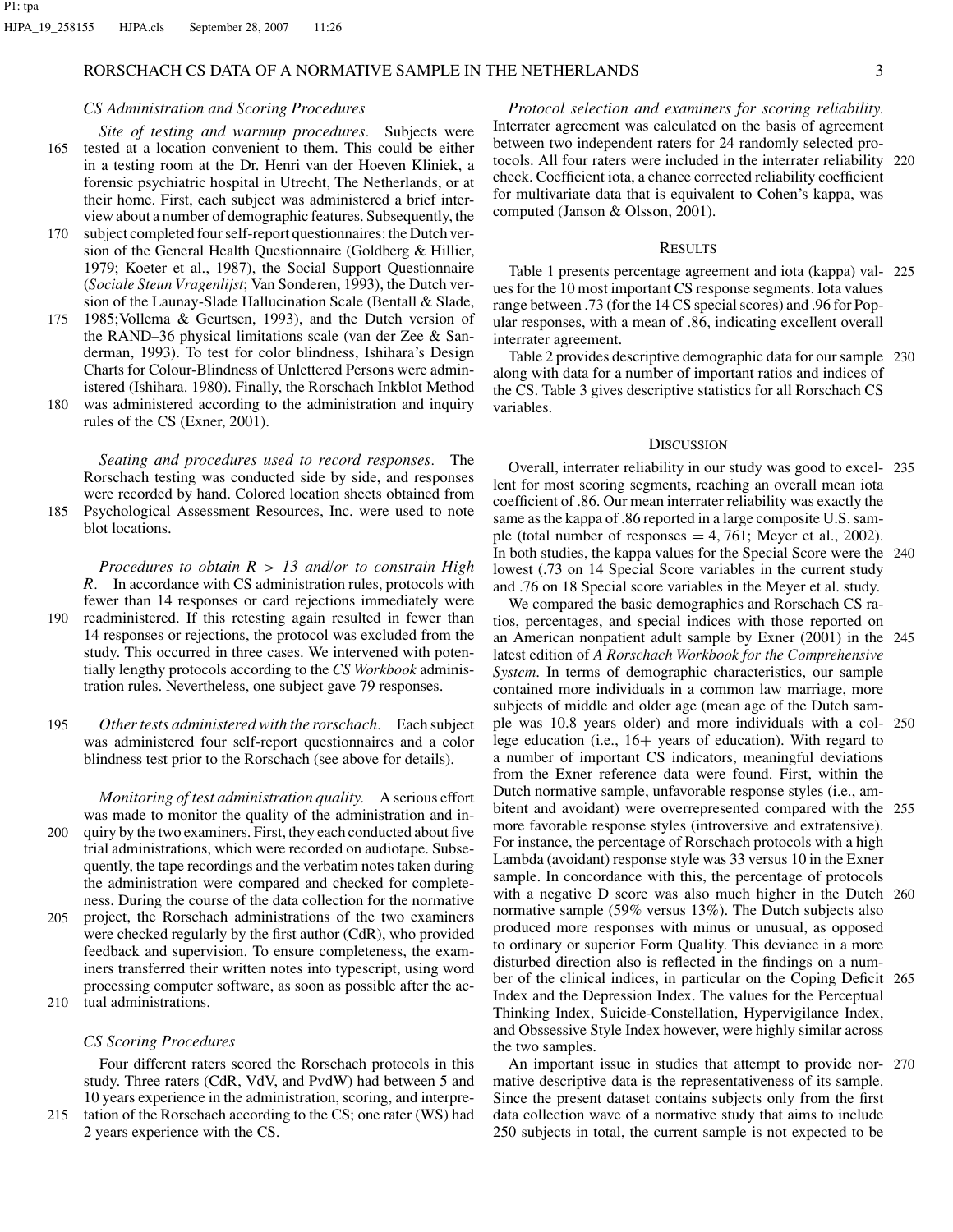### CS Administration and Scoring Procedures

*Site of testing and warmup procedures.* Subjects were tested at a location convenient to them. This could be either in a testing room at the Dr. Henri van der Hoeven Kliniek, a forensic psychiatric hospital in Utrecht, The Netherlands, or at their home. First, each subject was administered a brief interview about a number of demographic features. Subsequently, the subject completed four self-report questionnaires: the Dutch version of the General Health Questionnaire (Goldberg & Hillier, 1979; Koeter et al., 1987), the Social Support Questionnaire (*Sociale Steun Vragenlijst*; Van Sonderen, 1993), the Dutch version of the Launay-Slade Hallucination Scale (Bentall & Slade, 1985;Vollema & Geurtsen, 1993), and the Dutch version of the RAND–36 physical limitations scale (van der Zee & Sanderman, 1993). To test for color blindness, Ishihara's Design Charts for Colour-Blindness of Unlettered Persons were administered (Ishihara. 1980). Finally, the Rorschach Inkblot Method was administered according to the administration and inquiry rules of the CS (Exner, 2001).

*Seating and procedures used to record responses.* The Rorschach testing was conducted side by side, and responses were recorded by hand. Colored location sheets obtained from Psychological Assessment Resources, Inc. were used to note blot locations.

*Procedures to obtain R > 13 and/or to constrain High R.* In accordance with CS administration rules, protocols with fewer than 14 responses or card rejections immediately were readministered. If this retesting again resulted in fewer than 14 responses or rejections, the protocol was excluded from the study. This occurred in three cases. We intervened with potentially lengthy protocols according to the *CS Workbook* administration rules. Nevertheless, one subject gave 79 responses.

*Other tests administered with the rorschach.* Each subject was administered four self-report questionnaires and a color blindness test prior to the Rorschach (see above for details).

*Monitoring of test administration quality.* A serious effort was made to monitor the quality of the administration and inquiry by the two examiners. First, they each conducted about five trial administrations, which were recorded on audiotape. Subsequently, the tape recordings and the verbatim notes taken during the administration were compared and checked for completeness. During the course of the data collection for the normative project, the Rorschach administrations of the two examiners were checked regularly by the first author (CdR), who provided feedback and supervision. To ensure completeness, the examiners transferred their written notes into typescript, using word processing computer software, as soon as possible after the actual administrations.

### CS Scoring Procedures

Four different raters scored the Rorschach protocols in this study. Three raters (CdR, VdV, and PvdW) had between 5 and 10 years experience in the administration, scoring, and interpretation of the Rorschach according to the CS; one rater (WS) had 2 years experience with the CS.

*Protocol selection and examiners for scoring reliability.* Interrater agreement was calculated on the basis of agreement between two independent raters for 24 randomly selected protocols. All four raters were included in the interrater reliability check. Coefficient iota, a chance corrected reliability coefficient for multivariate data that is equivalent to Cohen's kappa, was computed (Janson & Olsson, 2001).

## Results

Table 1 presents percentage agreement and iota (kappa) values for the 10 most important CS response segments. Iota values range between .73 (for the 14 CS special scores) and .96 for Popular responses, with a mean of .86, indicating excellent overall interrater agreement.

Table 2 provides descriptive demographic data for our sample along with data for a number of important ratios and indices of the CS. Table 3 gives descriptive statistics for all Rorschach CS variables.

## Discussion

Overall, interrater reliability in our study was good to excellent for most scoring segments, reaching an overall mean iota coefficient of .86. Our mean interrater reliability was exactly the same as the kappa of .86 reported in a large composite U.S. sample (total number of responses = 4, 761; Meyer et al., 2002). In both studies, the kappa values for the Special Score were the lowest (.73 on 14 Special Score variables in the current study and .76 on 18 Special score variables in the Meyer et al. study.

We compared the basic demographics and Rorschach CS ratios, percentages, and special indices with those reported on an American nonpatient adult sample by Exner (2001) in the latest edition of *A Rorschach Workbook for the Comprehensive System*. In terms of demographic characteristics, our sample contained more individuals in a common law marriage, more subjects of middle and older age (mean age of the Dutch sample was 10.8 years older) and more individuals with a college education (i.e., 16+ years of education). With regard to a number of important CS indicators, meaningful deviations from the Exner reference data were found. First, within the Dutch normative sample, unfavorable response styles (i.e., ambitent and avoidant) were overrepresented compared with the more favorable response styles (introversive and extratensive). For instance, the percentage of Rorschach protocols with a high Lambda (avoidant) response style was 33 versus 10 in the Exner sample. In concordance with this, the percentage of protocols with a negative D score was also much higher in the Dutch normative sample (59% versus 13%). The Dutch subjects also produced more responses with minus or unusual, as opposed to ordinary or superior Form Quality. This deviance in a more disturbed direction also is reflected in the findings on a number of the clinical indices, in particular on the Coping Deficit Index and the Depression Index. The values for the Perceptual Thinking Index, Suicide-Constellation, Hypervigilance Index, and Obssessive Style Index however, were highly similar across the two samples.

An important issue in studies that attempt to provide normative descriptive data is the representativeness of its sample. Since the present dataset contains subjects only from the first data collection wave of a normative study that aims to include 250 subjects in total, the current sample is not expected to be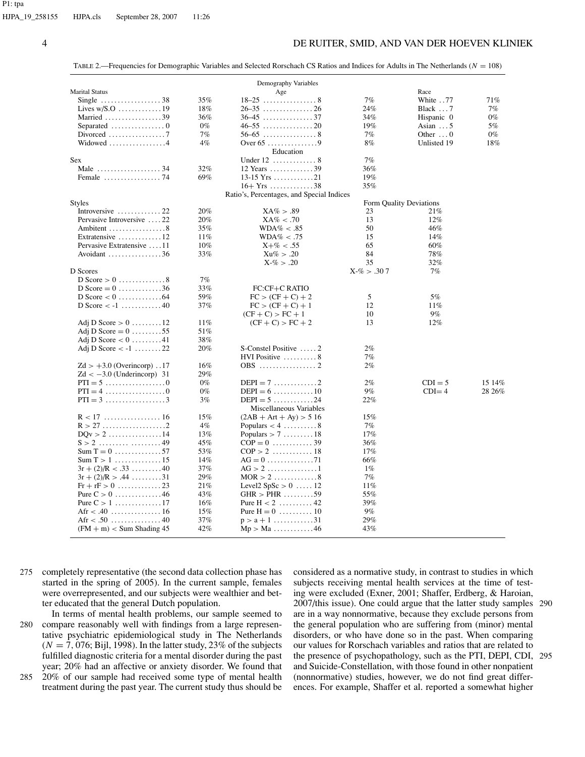TABLE 2.—Frequencies for Demographic Variables and Selected Rorschach CS Ratios and Indices for Adults in The Netherlands ($N = 108$)

| | | Demography Variables | | | |
|---|---|---|---|---|---|
| Marital Status | | Age | | Race | |
| Single ..................38 | 35% | 18–25 ................8 | 7% | White ..77 | 71% |
| Lives w/S.O ............19 | 18% | 26–35 ...............26 | 24% | Black ...7 | 7% |
| Married .................39 | 36% | 36–45 ...............37 | 34% | Hispanic 0 | 0% |
| Separated ................0 | 0% | 46–55 ...............20 | 19% | Asian ...5 | 5% |
| Divorced .................7 | 7% | 56–65 ................8 | 7% | Other ...0 | 0% |
| Widowed .................4 | 4% | Over 65 ...............9 | 8% | Unlisted 19 | 18% |
| | | Education | | | |
| Sex | | Under 12 .............8 | 7% | | |
| Male ...................34 | 32% | 12 Years .............39 | 36% | | |
| Female .................74 | 69% | 13-15 Yrs ............21 | 19% | | |
| | | 16+ Yrs .............38 | 35% | | |
| | | Ratio's, Percentages, and Special Indices | | | |
| Styles | | | | Form Quality Deviations | |
| Introversive .............22 | 20% | XA% > .89 | 23 | 21% | |
| Pervasive Introversive ....22 | 20% | XA% < .70 | 13 | 12% | |
| Ambitent ................8 | 35% | WDA% < .85 | 50 | 46% | |
| Extratensive ............12 | 11% | WDA% < .75 | 15 | 14% | |
| Pervasive Extratensive ....11 | 10% | X+% < .55 | 65 | 60% | |
| Avoidant ................36 | 33% | Xu% > .20 | 84 | 78% | |
| | | X-% > .20 | 35 | 32% | |
| D Scores | | | X-% > .30 7 | 7% | |
| D Score > 0 ..............8 | 7% | | | | |
| D Score = 0 .............36 | 33% | FC:CF+C RATIO | | | |
| D Score < 0 .............64 | 59% | FC > (CF + C) + 2 | 5 | 5% | |
| D Score < -1 ...........40 | 37% | FC > (CF + C) + 1 | 12 | 11% | |
| | | (CF + C) > FC + 1 | 10 | 9% | |
| Adj D Score > 0 .........12 | 11% | (CF + C) > FC + 2 | 13 | 12% | |
| Adj D Score = 0 .........55 | 51% | | | | |
| Adj D Score < 0 .........41 | 38% | | | | |
| Adj D Score < -1 ........22 | 20% | S-Constel Positive .....2 | 2% | | |
| | | HVI Positive ..........8 | 7% | | |
| Zd > +3.0 (Overincorp) ..17 | 16% | OBS .................2 | 2% | | |
| Zd < −3.0 (Underincorp) 31 | 29% | | | | |
| PTI = 5 ..................0 | 0% | DEPI = 7 .............2 | 2% | CDI = 5 | 15 14% |
| PTI = 4 ..................0 | 0% | DEPI = 6 ............10 | 9% | CDI= 4 | 28 26% |
| PTI = 3 ..................3 | 3% | DEPI = 5 ............24 | 22% | | |
| | | Miscellaneous Variables | | | |
| R < 17 .................16 | 15% | (2AB + Art + Ay) > 5 16 | 15% | | |
| R > 27 ...................2 | 4% | Populars < 4 ..........8 | 7% | | |
| DQv > 2 ................14 | 13% | Populars > 7 .........18 | 17% | | |
| S > 2 ..................49 | 45% | COP = 0 ............39 | 36% | | |
| Sum T = 0 ..............57 | 53% | COP > 2 ............18 | 17% | | |
| Sum T > 1 ..............15 | 14% | AG = 0 ..............71 | 66% | | |
| 3r + (2)/R < .33 .........40 | 37% | AG > 2 ...............1 | 1% | | |
| 3r + (2)/R > .44 .........31 | 29% | MOR > 2 .............8 | 7% | | |
| Fr + rF > 0 .............23 | 21% | Level2 SpSc > 0 ......12 | 11% | | |
| Pure C > 0 ..............46 | 43% | GHR > PHR .........59 | 55% | | |
| Pure C > 1 ..............17 | 16% | Pure H < 2 ..........42 | 39% | | |
| Afr < .40 ...............16 | 15% | Pure H = 0 ..........10 | 9% | | |
| Afr < .50 ...............40 | 37% | p > a + 1 ............31 | 29% | | |
| (FM + m) < Sum Shading 45 | 42% | Mp > Ma ............46 | 43% | | |

completely representative (the second data collection phase has started in the spring of 2005). In the current sample, females were overrepresented, and our subjects were wealthier and better educated that the general Dutch population.

In terms of mental health problems, our sample seemed to compare reasonably well with findings from a large representative psychiatric epidemiological study in The Netherlands ($N = 7,076$; Bijl, 1998). In the latter study, 23% of the subjects fulfilled diagnostic criteria for a mental disorder during the past year; 20% had an affective or anxiety disorder. We found that 20% of our sample had received some type of mental health treatment during the past year. The current study thus should be considered as a normative study, in contrast to studies in which subjects receiving mental health services at the time of testing were excluded (Exner, 2001; Shaffer, Erdberg, & Haroian, 2007/this issue). One could argue that the latter study samples are in a way nonnormative, because they exclude persons from the general population who are suffering from (minor) mental disorders, or who have done so in the past. When comparing our values for Rorschach variables and ratios that are related to the presence of psychopathology, such as the PTI, DEPI, CDI, and Suicide-Constellation, with those found in other nonpatient (nonnormative) studies, however, we do not find great differences. For example, Shaffer et al. reported a somewhat higher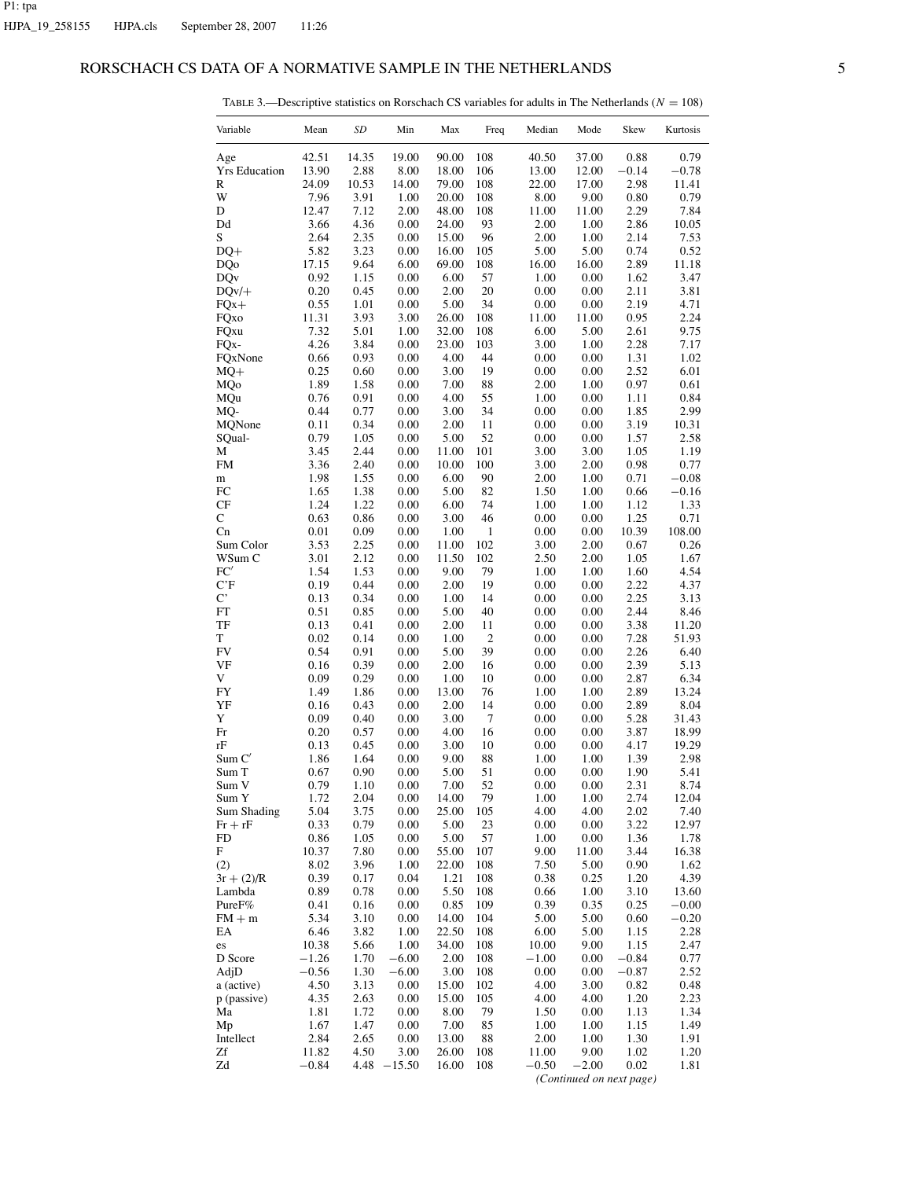TABLE 3.—Descriptive statistics on Rorschach CS variables for adults in The Netherlands ($N = 108$)

| Variable | Mean | *SD* | Min | Max | Freq | Median | Mode | Skew | Kurtosis |
|---|---|---|---|---|---|---|---|---|---|
| Age | 42.51 | 14.35 | 19.00 | 90.00 | 108 | 40.50 | 37.00 | 0.88 | 0.79 |
| Yrs Education | 13.90 | 2.88 | 8.00 | 18.00 | 106 | 13.00 | 12.00 | −0.14 | −0.78 |
| R | 24.09 | 10.53 | 14.00 | 79.00 | 108 | 22.00 | 17.00 | 2.98 | 11.41 |
| W | 7.96 | 3.91 | 1.00 | 20.00 | 108 | 8.00 | 9.00 | 0.80 | 0.79 |
| D | 12.47 | 7.12 | 2.00 | 48.00 | 108 | 11.00 | 11.00 | 2.29 | 7.84 |
| Dd | 3.66 | 4.36 | 0.00 | 24.00 | 93 | 2.00 | 1.00 | 2.86 | 10.05 |
| S | 2.64 | 2.35 | 0.00 | 15.00 | 96 | 2.00 | 1.00 | 2.14 | 7.53 |
| DQ+ | 5.82 | 3.23 | 0.00 | 16.00 | 105 | 5.00 | 5.00 | 0.74 | 0.52 |
| DQo | 17.15 | 9.64 | 6.00 | 69.00 | 108 | 16.00 | 16.00 | 2.89 | 11.18 |
| DQv | 0.92 | 1.15 | 0.00 | 6.00 | 57 | 1.00 | 0.00 | 1.62 | 3.47 |
| DQv/+ | 0.20 | 0.45 | 0.00 | 2.00 | 20 | 0.00 | 0.00 | 2.11 | 3.81 |
| FQx+ | 0.55 | 1.01 | 0.00 | 5.00 | 34 | 0.00 | 0.00 | 2.19 | 4.71 |
| FQxo | 11.31 | 3.93 | 3.00 | 26.00 | 108 | 11.00 | 11.00 | 0.95 | 2.24 |
| FQxu | 7.32 | 5.01 | 1.00 | 32.00 | 108 | 6.00 | 5.00 | 2.61 | 9.75 |
| FQx- | 4.26 | 3.84 | 0.00 | 23.00 | 103 | 3.00 | 1.00 | 2.28 | 7.17 |
| FQxNone | 0.66 | 0.93 | 0.00 | 4.00 | 44 | 0.00 | 0.00 | 1.31 | 1.02 |
| MQ+ | 0.25 | 0.60 | 0.00 | 3.00 | 19 | 0.00 | 0.00 | 2.52 | 6.01 |
| MQo | 1.89 | 1.58 | 0.00 | 7.00 | 88 | 2.00 | 1.00 | 0.97 | 0.61 |
| MQu | 0.76 | 0.91 | 0.00 | 4.00 | 55 | 1.00 | 0.00 | 1.11 | 0.84 |
| MQ- | 0.44 | 0.77 | 0.00 | 3.00 | 34 | 0.00 | 0.00 | 1.85 | 2.99 |
| MQNone | 0.11 | 0.34 | 0.00 | 2.00 | 11 | 0.00 | 0.00 | 3.19 | 10.31 |
| SQual- | 0.79 | 1.05 | 0.00 | 5.00 | 52 | 0.00 | 0.00 | 1.57 | 2.58 |
| M | 3.45 | 2.44 | 0.00 | 11.00 | 101 | 3.00 | 3.00 | 1.05 | 1.19 |
| FM | 3.36 | 2.40 | 0.00 | 10.00 | 100 | 3.00 | 2.00 | 0.98 | 0.77 |
| m | 1.98 | 1.55 | 0.00 | 6.00 | 90 | 2.00 | 1.00 | 0.71 | −0.08 |
| FC | 1.65 | 1.38 | 0.00 | 5.00 | 82 | 1.50 | 1.00 | 0.66 | −0.16 |
| CF | 1.24 | 1.22 | 0.00 | 6.00 | 74 | 1.00 | 1.00 | 1.12 | 1.33 |
| C | 0.63 | 0.86 | 0.00 | 3.00 | 46 | 0.00 | 0.00 | 1.25 | 0.71 |
| Cn | 0.01 | 0.09 | 0.00 | 1.00 | 1 | 0.00 | 0.00 | 10.39 | 108.00 |
| Sum Color | 3.53 | 2.25 | 0.00 | 11.00 | 102 | 3.00 | 2.00 | 0.67 | 0.26 |
| WSum C | 3.01 | 2.12 | 0.00 | 11.50 | 102 | 2.50 | 2.00 | 1.05 | 1.67 |
| FC′ | 1.54 | 1.53 | 0.00 | 9.00 | 79 | 1.00 | 1.00 | 1.60 | 4.54 |
| C′F | 0.19 | 0.44 | 0.00 | 2.00 | 19 | 0.00 | 0.00 | 2.22 | 4.37 |
| C′ | 0.13 | 0.34 | 0.00 | 1.00 | 14 | 0.00 | 0.00 | 2.25 | 3.13 |
| FT | 0.51 | 0.85 | 0.00 | 5.00 | 40 | 0.00 | 0.00 | 2.44 | 8.46 |
| TF | 0.13 | 0.41 | 0.00 | 2.00 | 11 | 0.00 | 0.00 | 3.38 | 11.20 |
| T | 0.02 | 0.14 | 0.00 | 1.00 | 2 | 0.00 | 0.00 | 7.28 | 51.93 |
| FV | 0.54 | 0.91 | 0.00 | 5.00 | 39 | 0.00 | 0.00 | 2.26 | 6.40 |
| VF | 0.16 | 0.39 | 0.00 | 2.00 | 16 | 0.00 | 0.00 | 2.39 | 5.13 |
| V | 0.09 | 0.29 | 0.00 | 1.00 | 10 | 0.00 | 0.00 | 2.87 | 6.34 |
| FY | 1.49 | 1.86 | 0.00 | 13.00 | 76 | 1.00 | 1.00 | 2.89 | 13.24 |
| YF | 0.16 | 0.43 | 0.00 | 2.00 | 14 | 0.00 | 0.00 | 2.89 | 8.04 |
| Y | 0.09 | 0.40 | 0.00 | 3.00 | 7 | 0.00 | 0.00 | 5.28 | 31.43 |
| Fr | 0.20 | 0.57 | 0.00 | 4.00 | 16 | 0.00 | 0.00 | 3.87 | 18.99 |
| rF | 0.13 | 0.45 | 0.00 | 3.00 | 10 | 0.00 | 0.00 | 4.17 | 19.29 |
| Sum C′ | 1.86 | 1.64 | 0.00 | 9.00 | 88 | 1.00 | 1.00 | 1.39 | 2.98 |
| Sum T | 0.67 | 0.90 | 0.00 | 5.00 | 51 | 0.00 | 0.00 | 1.90 | 5.41 |
| Sum V | 0.79 | 1.10 | 0.00 | 7.00 | 52 | 0.00 | 0.00 | 2.31 | 8.74 |
| Sum Y | 1.72 | 2.04 | 0.00 | 14.00 | 79 | 1.00 | 1.00 | 2.74 | 12.04 |
| Sum Shading | 5.04 | 3.75 | 0.00 | 25.00 | 105 | 4.00 | 4.00 | 2.02 | 7.40 |
| Fr + rF | 0.33 | 0.79 | 0.00 | 5.00 | 23 | 0.00 | 0.00 | 3.22 | 12.97 |
| FD | 0.86 | 1.05 | 0.00 | 5.00 | 57 | 1.00 | 0.00 | 1.36 | 1.78 |
| F | 10.37 | 7.80 | 0.00 | 55.00 | 107 | 9.00 | 11.00 | 3.44 | 16.38 |
| (2) | 8.02 | 3.96 | 1.00 | 22.00 | 108 | 7.50 | 5.00 | 0.90 | 1.62 |
| 3r + (2)/R | 0.39 | 0.17 | 0.04 | 1.21 | 108 | 0.38 | 0.25 | 1.20 | 4.39 |
| Lambda | 0.89 | 0.78 | 0.00 | 5.50 | 108 | 0.66 | 1.00 | 3.10 | 13.60 |
| PureF% | 0.41 | 0.16 | 0.00 | 0.85 | 109 | 0.39 | 0.35 | 0.25 | −0.00 |
| FM + m | 5.34 | 3.10 | 0.00 | 14.00 | 104 | 5.00 | 5.00 | 0.60 | −0.20 |
| EA | 6.46 | 3.82 | 1.00 | 22.50 | 108 | 6.00 | 5.00 | 1.15 | 2.28 |
| es | 10.38 | 5.66 | 1.00 | 34.00 | 108 | 10.00 | 9.00 | 1.15 | 2.47 |
| D Score | −1.26 | 1.70 | −6.00 | 2.00 | 108 | −1.00 | 0.00 | −0.84 | 0.77 |
| AdjD | −0.56 | 1.30 | −6.00 | 3.00 | 108 | 0.00 | 0.00 | −0.87 | 2.52 |
| a (active) | 4.50 | 3.13 | 0.00 | 15.00 | 102 | 4.00 | 3.00 | 0.82 | 0.48 |
| p (passive) | 4.35 | 2.63 | 0.00 | 15.00 | 105 | 4.00 | 4.00 | 1.20 | 2.23 |
| Ma | 1.81 | 1.72 | 0.00 | 8.00 | 79 | 1.50 | 0.00 | 1.13 | 1.34 |
| Mp | 1.67 | 1.47 | 0.00 | 7.00 | 85 | 1.00 | 1.00 | 1.15 | 1.49 |
| Intellect | 2.84 | 2.65 | 0.00 | 13.00 | 88 | 2.00 | 1.00 | 1.30 | 1.91 |
| Zf | 11.82 | 4.50 | 3.00 | 26.00 | 108 | 11.00 | 9.00 | 1.02 | 1.20 |
| Zd | −0.84 | 4.48 | −15.50 | 16.00 | 108 | −0.50 | −2.00 | 0.02 | 1.81 |

*(Continued on next page)*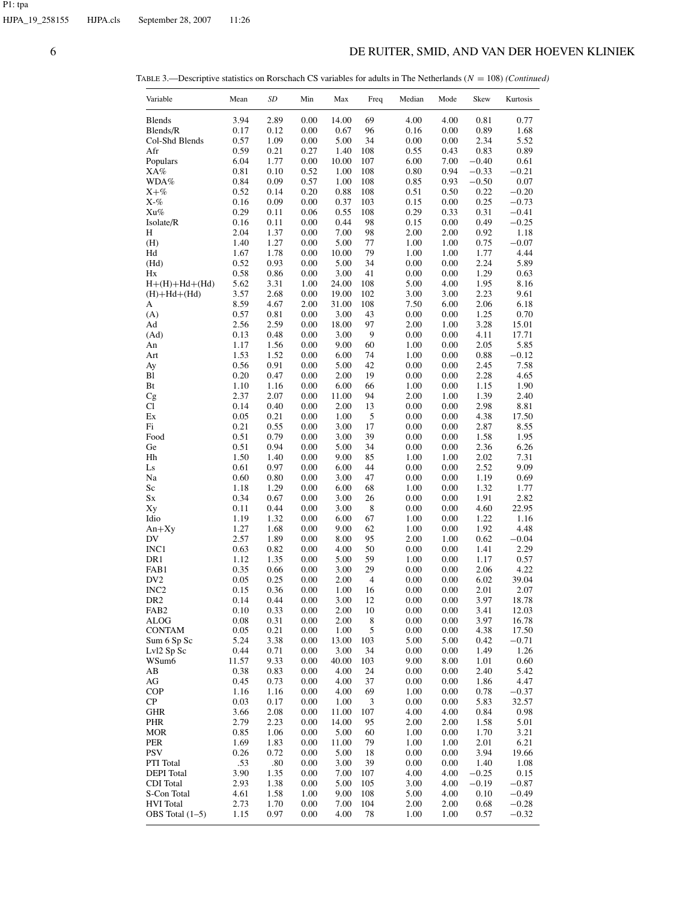TABLE 3.—Descriptive statistics on Rorschach CS variables for adults in The Netherlands ($N = 108$) *(Continued)*

| Variable | Mean | *SD* | Min | Max | Freq | Median | Mode | Skew | Kurtosis |
|---|---|---|---|---|---|---|---|---|---|
| Blends | 3.94 | 2.89 | 0.00 | 14.00 | 69 | 4.00 | 4.00 | 0.81 | 0.77 |
| Blends/R | 0.17 | 0.12 | 0.00 | 0.67 | 96 | 0.16 | 0.00 | 0.89 | 1.68 |
| Col-Shd Blends | 0.57 | 1.09 | 0.00 | 5.00 | 34 | 0.00 | 0.00 | 2.34 | 5.52 |
| Afr | 0.59 | 0.21 | 0.27 | 1.40 | 108 | 0.55 | 0.43 | 0.83 | 0.89 |
| Populars | 6.04 | 1.77 | 0.00 | 10.00 | 107 | 6.00 | 7.00 | −0.40 | 0.61 |
| XA% | 0.81 | 0.10 | 0.52 | 1.00 | 108 | 0.80 | 0.94 | −0.33 | −0.21 |
| WDA% | 0.84 | 0.09 | 0.57 | 1.00 | 108 | 0.85 | 0.93 | −0.50 | 0.07 |
| X+% | 0.52 | 0.14 | 0.20 | 0.88 | 108 | 0.51 | 0.50 | 0.22 | −0.20 |
| X-% | 0.16 | 0.09 | 0.00 | 0.37 | 103 | 0.15 | 0.00 | 0.25 | −0.73 |
| Xu% | 0.29 | 0.11 | 0.06 | 0.55 | 108 | 0.29 | 0.33 | 0.31 | −0.41 |
| Isolate/R | 0.16 | 0.11 | 0.00 | 0.44 | 98 | 0.15 | 0.00 | 0.49 | −0.25 |
| H | 2.04 | 1.37 | 0.00 | 7.00 | 98 | 2.00 | 2.00 | 0.92 | 1.18 |
| (H) | 1.40 | 1.27 | 0.00 | 5.00 | 77 | 1.00 | 1.00 | 0.75 | −0.07 |
| Hd | 1.67 | 1.78 | 0.00 | 10.00 | 79 | 1.00 | 1.00 | 1.77 | 4.44 |
| (Hd) | 0.52 | 0.93 | 0.00 | 5.00 | 34 | 0.00 | 0.00 | 2.24 | 5.89 |
| Hx | 0.58 | 0.86 | 0.00 | 3.00 | 41 | 0.00 | 0.00 | 1.29 | 0.63 |
| H+(H)+Hd+(Hd) | 5.62 | 3.31 | 1.00 | 24.00 | 108 | 5.00 | 4.00 | 1.95 | 8.16 |
| (H)+Hd+(Hd) | 3.57 | 2.68 | 0.00 | 19.00 | 102 | 3.00 | 3.00 | 2.23 | 9.61 |
| A | 8.59 | 4.67 | 2.00 | 31.00 | 108 | 7.50 | 6.00 | 2.06 | 6.18 |
| (A) | 0.57 | 0.81 | 0.00 | 3.00 | 43 | 0.00 | 0.00 | 1.25 | 0.70 |
| Ad | 2.56 | 2.59 | 0.00 | 18.00 | 97 | 2.00 | 1.00 | 3.28 | 15.01 |
| (Ad) | 0.13 | 0.48 | 0.00 | 3.00 | 9 | 0.00 | 0.00 | 4.11 | 17.71 |
| An | 1.17 | 1.56 | 0.00 | 9.00 | 60 | 1.00 | 0.00 | 2.05 | 5.85 |
| Art | 1.53 | 1.52 | 0.00 | 6.00 | 74 | 1.00 | 0.00 | 0.88 | −0.12 |
| Ay | 0.56 | 0.91 | 0.00 | 5.00 | 42 | 0.00 | 0.00 | 2.45 | 7.58 |
| Bl | 0.20 | 0.47 | 0.00 | 2.00 | 19 | 0.00 | 0.00 | 2.28 | 4.65 |
| Bt | 1.10 | 1.16 | 0.00 | 6.00 | 66 | 1.00 | 0.00 | 1.15 | 1.90 |
| Cg | 2.37 | 2.07 | 0.00 | 11.00 | 94 | 2.00 | 1.00 | 1.39 | 2.40 |
| Cl | 0.14 | 0.40 | 0.00 | 2.00 | 13 | 0.00 | 0.00 | 2.98 | 8.81 |
| Ex | 0.05 | 0.21 | 0.00 | 1.00 | 5 | 0.00 | 0.00 | 4.38 | 17.50 |
| Fi | 0.21 | 0.55 | 0.00 | 3.00 | 17 | 0.00 | 0.00 | 2.87 | 8.55 |
| Food | 0.51 | 0.79 | 0.00 | 3.00 | 39 | 0.00 | 0.00 | 1.58 | 1.95 |
| Ge | 0.51 | 0.94 | 0.00 | 5.00 | 34 | 0.00 | 0.00 | 2.36 | 6.26 |
| Hh | 1.50 | 1.40 | 0.00 | 9.00 | 85 | 1.00 | 1.00 | 2.02 | 7.31 |
| Ls | 0.61 | 0.97 | 0.00 | 6.00 | 44 | 0.00 | 0.00 | 2.52 | 9.09 |
| Na | 0.60 | 0.80 | 0.00 | 3.00 | 47 | 0.00 | 0.00 | 1.19 | 0.69 |
| Sc | 1.18 | 1.29 | 0.00 | 6.00 | 68 | 1.00 | 0.00 | 1.32 | 1.77 |
| Sx | 0.34 | 0.67 | 0.00 | 3.00 | 26 | 0.00 | 0.00 | 1.91 | 2.82 |
| Xy | 0.11 | 0.44 | 0.00 | 3.00 | 8 | 0.00 | 0.00 | 4.60 | 22.95 |
| Idio | 1.19 | 1.32 | 0.00 | 6.00 | 67 | 1.00 | 0.00 | 1.22 | 1.16 |
| An+Xy | 1.27 | 1.68 | 0.00 | 9.00 | 62 | 1.00 | 0.00 | 1.92 | 4.48 |
| DV | 2.57 | 1.89 | 0.00 | 8.00 | 95 | 2.00 | 1.00 | 0.62 | −0.04 |
| INC1 | 0.63 | 0.82 | 0.00 | 4.00 | 50 | 0.00 | 0.00 | 1.41 | 2.29 |
| DR1 | 1.12 | 1.35 | 0.00 | 5.00 | 59 | 1.00 | 0.00 | 1.17 | 0.57 |
| FAB1 | 0.35 | 0.66 | 0.00 | 3.00 | 29 | 0.00 | 0.00 | 2.06 | 4.22 |
| DV2 | 0.05 | 0.25 | 0.00 | 2.00 | 4 | 0.00 | 0.00 | 6.02 | 39.04 |
| INC2 | 0.15 | 0.36 | 0.00 | 1.00 | 16 | 0.00 | 0.00 | 2.01 | 2.07 |
| DR2 | 0.14 | 0.44 | 0.00 | 3.00 | 12 | 0.00 | 0.00 | 3.97 | 18.78 |
| FAB2 | 0.10 | 0.33 | 0.00 | 2.00 | 10 | 0.00 | 0.00 | 3.41 | 12.03 |
| ALOG | 0.08 | 0.31 | 0.00 | 2.00 | 8 | 0.00 | 0.00 | 3.97 | 16.78 |
| CONTAM | 0.05 | 0.21 | 0.00 | 1.00 | 5 | 0.00 | 0.00 | 4.38 | 17.50 |
| Sum 6 Sp Sc | 5.24 | 3.38 | 0.00 | 13.00 | 103 | 5.00 | 5.00 | 0.42 | −0.71 |
| Lvl2 Sp Sc | 0.44 | 0.71 | 0.00 | 3.00 | 34 | 0.00 | 0.00 | 1.49 | 1.26 |
| WSum6 | 11.57 | 9.33 | 0.00 | 40.00 | 103 | 9.00 | 8.00 | 1.01 | 0.60 |
| AB | 0.38 | 0.83 | 0.00 | 4.00 | 24 | 0.00 | 0.00 | 2.40 | 5.42 |
| AG | 0.45 | 0.73 | 0.00 | 4.00 | 37 | 0.00 | 0.00 | 1.86 | 4.47 |
| COP | 1.16 | 1.16 | 0.00 | 4.00 | 69 | 1.00 | 0.00 | 0.78 | −0.37 |
| CP | 0.03 | 0.17 | 0.00 | 1.00 | 3 | 0.00 | 0.00 | 5.83 | 32.57 |
| GHR | 3.66 | 2.08 | 0.00 | 11.00 | 107 | 4.00 | 4.00 | 0.84 | 0.98 |
| PHR | 2.79 | 2.23 | 0.00 | 14.00 | 95 | 2.00 | 2.00 | 1.58 | 5.01 |
| MOR | 0.85 | 1.06 | 0.00 | 5.00 | 60 | 1.00 | 0.00 | 1.70 | 3.21 |
| PER | 1.69 | 1.83 | 0.00 | 11.00 | 79 | 1.00 | 1.00 | 2.01 | 6.21 |
| PSV | 0.26 | 0.72 | 0.00 | 5.00 | 18 | 0.00 | 0.00 | 3.94 | 19.66 |
| PTI Total | .53 | .80 | 0.00 | 3.00 | 39 | 0.00 | 0.00 | 1.40 | 1.08 |
| DEPI Total | 3.90 | 1.35 | 0.00 | 7.00 | 107 | 4.00 | 4.00 | −0.25 | 0.15 |
| CDI Total | 2.93 | 1.38 | 0.00 | 5.00 | 105 | 3.00 | 4.00 | −0.19 | −0.87 |
| S-Con Total | 4.61 | 1.58 | 1.00 | 9.00 | 108 | 5.00 | 4.00 | 0.10 | −0.49 |
| HVI Total | 2.73 | 1.70 | 0.00 | 7.00 | 104 | 2.00 | 2.00 | 0.68 | −0.28 |
| OBS Total (1–5) | 1.15 | 0.97 | 0.00 | 4.00 | 78 | 1.00 | 1.00 | 0.57 | −0.32 |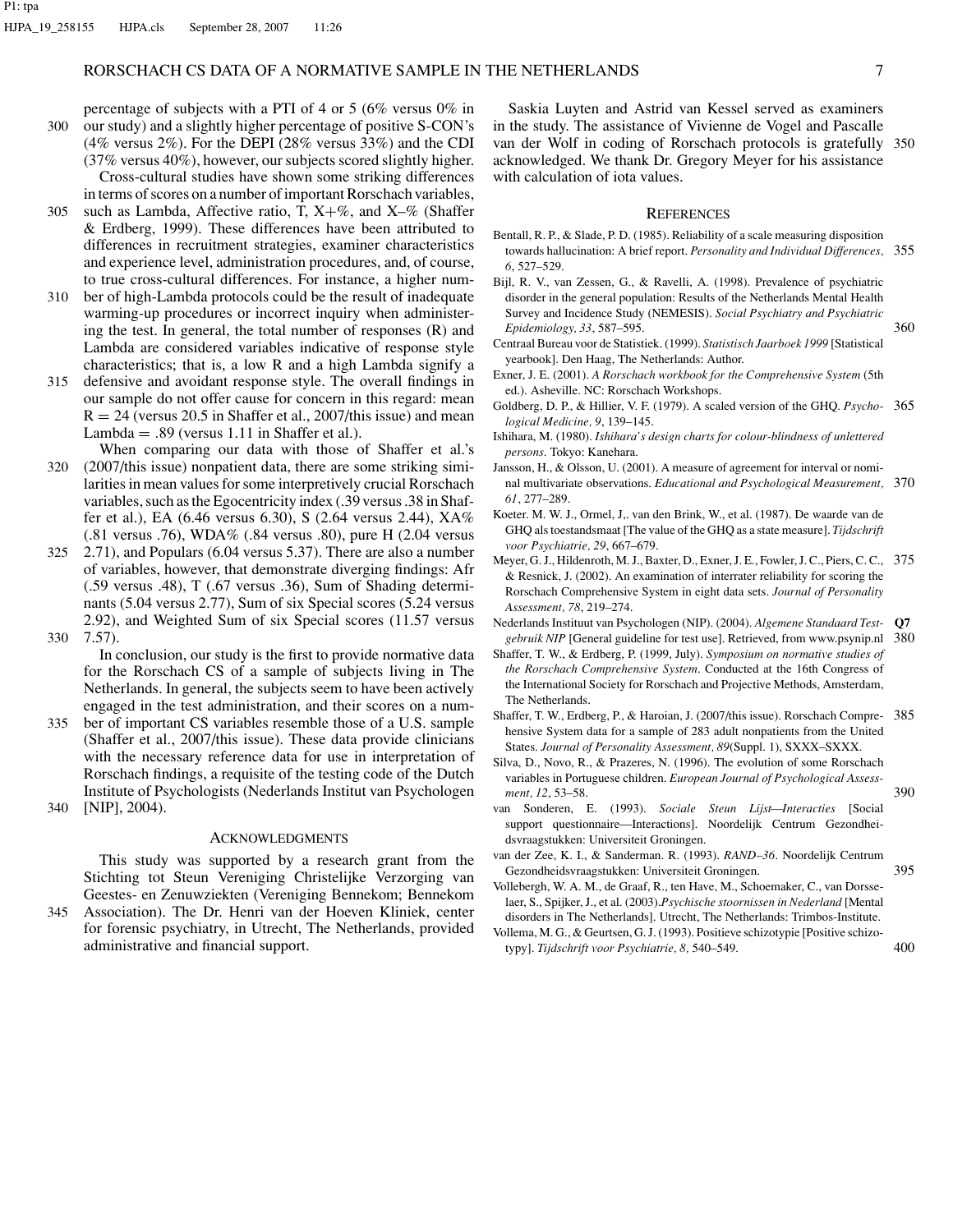percentage of subjects with a PTI of 4 or 5 (6% versus 0% in our study) and a slightly higher percentage of positive S-CON's (4% versus 2%). For the DEPI (28% versus 33%) and the CDI (37% versus 40%), however, our subjects scored slightly higher.

Cross-cultural studies have shown some striking differences in terms of scores on a number of important Rorschach variables, such as Lambda, Affective ratio, T, X+%, and X–% (Shaffer & Erdberg, 1999). These differences have been attributed to differences in recruitment strategies, examiner characteristics and experience level, administration procedures, and, of course, to true cross-cultural differences. For instance, a higher number of high-Lambda protocols could be the result of inadequate warming-up procedures or incorrect inquiry when administering the test. In general, the total number of responses (R) and Lambda are considered variables indicative of response style characteristics; that is, a low R and a high Lambda signify a defensive and avoidant response style. The overall findings in our sample do not offer cause for concern in this regard: mean R = 24 (versus 20.5 in Shaffer et al., 2007/this issue) and mean Lambda = .89 (versus 1.11 in Shaffer et al.).

When comparing our data with those of Shaffer et al.'s (2007/this issue) nonpatient data, there are some striking similarities in mean values for some interpretively crucial Rorschach variables, such as the Egocentricity index (.39 versus .38 in Shaffer et al.), EA (6.46 versus 6.30), S (2.64 versus 2.44), XA% (.81 versus .76), WDA% (.84 versus .80), pure H (2.04 versus 2.71), and Populars (6.04 versus 5.37). There are also a number of variables, however, that demonstrate diverging findings: Afr (.59 versus .48), T (.67 versus .36), Sum of Shading determinants (5.04 versus 2.77), Sum of six Special scores (5.24 versus 2.92), and Weighted Sum of six Special scores (11.57 versus 7.57).

In conclusion, our study is the first to provide normative data for the Rorschach CS of a sample of subjects living in The Netherlands. In general, the subjects seem to have been actively engaged in the test administration, and their scores on a number of important CS variables resemble those of a U.S. sample (Shaffer et al., 2007/this issue). These data provide clinicians with the necessary reference data for use in interpretation of Rorschach findings, a requisite of the testing code of the Dutch Institute of Psychologists (Nederlands Institut van Psychologen [NIP], 2004).

## Acknowledgments

This study was supported by a research grant from the Stichting tot Steun Vereniging Christelijke Verzorging van Geestes- en Zenuwziekten (Vereniging Bennekom; Bennekom Association). The Dr. Henri van der Hoeven Kliniek, center for forensic psychiatry, in Utrecht, The Netherlands, provided administrative and financial support.

Saskia Luyten and Astrid van Kessel served as examiners in the study. The assistance of Vivienne de Vogel and Pascalle van der Wolf in coding of Rorschach protocols is gratefully acknowledged. We thank Dr. Gregory Meyer for his assistance with calculation of iota values.

## References

Bentall, R. P., & Slade, P. D. (1985). Reliability of a scale measuring disposition towards hallucination: A brief report. *Personality and Individual Differences, 6*, 527–529.

Bijl, R. V., van Zessen, G., & Ravelli, A. (1998). Prevalence of psychiatric disorder in the general population: Results of the Netherlands Mental Health Survey and Incidence Study (NEMESIS). *Social Psychiatry and Psychiatric Epidemiology, 33*, 587–595.

Centraal Bureau voor de Statistiek. (1999). *Statistisch Jaarboek 1999* [Statistical yearbook]. Den Haag, The Netherlands: Author.

Exner, J. E. (2001). *A Rorschach workbook for the Comprehensive System* (5th ed.). Asheville. NC: Rorschach Workshops.

Goldberg, D. P., & Hillier, V. F. (1979). A scaled version of the GHQ. *Psychological Medicine, 9*, 139–145.

Ishihara, M. (1980). *Ishihara's design charts for colour-blindness of unlettered persons*. Tokyo: Kanehara.

Jansson, H., & Olsson, U. (2001). A measure of agreement for interval or nominal multivariate observations. *Educational and Psychological Measurement, 61*, 277–289.

Koeter. M. W. J., Ormel, J,. van den Brink, W., et al. (1987). De waarde van de GHQ als toestandsmaat [The value of the GHQ as a state measure]. *Tijdschrift voor Psychiatrie, 29*, 667–679.

Meyer, G. J., Hildenroth, M. J., Baxter, D., Exner, J. E., Fowler, J. C., Piers, C. C., & Resnick, J. (2002). An examination of interrater reliability for scoring the Rorschach Comprehensive System in eight data sets. *Journal of Personality Assessment, 78*, 219–274.

Nederlands Instituut van Psychologen (NIP). (2004). *Algemene Standaard Testgebruik NIP* [General guideline for test use]. Retrieved, from www.psynip.nl **Q7**

Shaffer, T. W., & Erdberg, P. (1999, July). *Symposium on normative studies of the Rorschach Comprehensive System*. Conducted at the 16th Congress of the International Society for Rorschach and Projective Methods, Amsterdam, The Netherlands.

Shaffer, T. W., Erdberg, P., & Haroian, J. (2007/this issue). Rorschach Comprehensive System data for a sample of 283 adult nonpatients from the United States. *Journal of Personality Assessment, 89*(Suppl. 1), SXXX–SXXX.

Silva, D., Novo, R., & Prazeres, N. (1996). The evolution of some Rorschach variables in Portuguese children. *European Journal of Psychological Assessment, 12*, 53–58.

van Sonderen, E. (1993). *Sociale Steun Lijst—Interacties* [Social support questionnaire—Interactions]. Noordelijk Centrum Gezondheidsvraagstukken: Universiteit Groningen.

van der Zee, K. I., & Sanderman. R. (1993). *RAND–36*. Noordelijk Centrum Gezondheidsvraagstukken: Universiteit Groningen.

Vollebergh, W. A. M., de Graaf, R., ten Have, M., Schoemaker, C., van Dorsselaer, S., Spijker, J., et al. (2003).*Psychische stoornissen in Nederland* [Mental disorders in The Netherlands]. Utrecht, The Netherlands: Trimbos-Institute.

Vollema, M. G., & Geurtsen, G. J. (1993). Positieve schizotypie [Positive schizotypy]. *Tijdschrift voor Psychiatrie, 8*, 540–549.